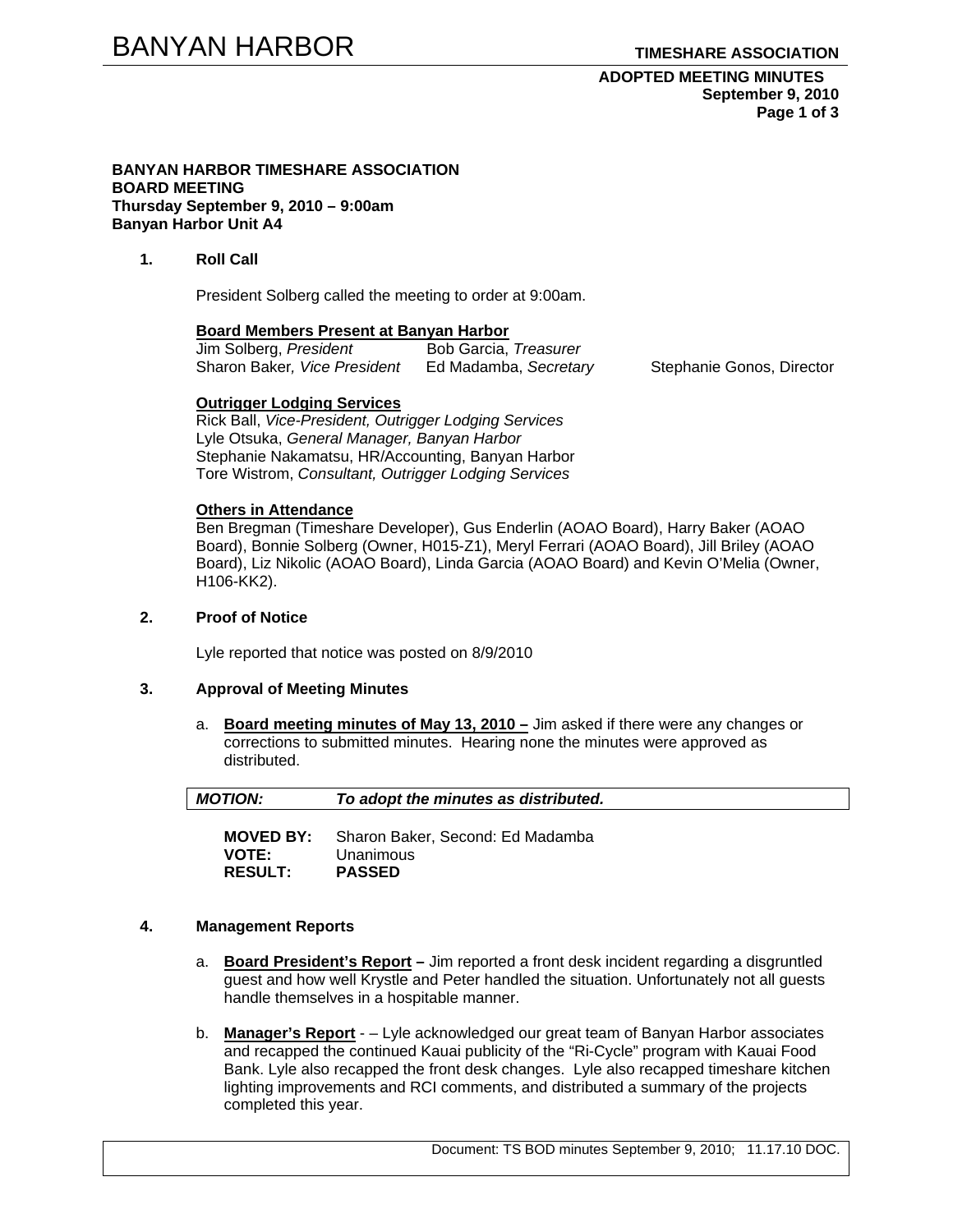**BANYAN HARBOR TIMESHARE ASSOCIATION**
**BOARD MEETING**
**Thursday September 9, 2010 – 9:00am**
**Banyan Harbor Unit A4**

## 1. Roll Call

President Solberg called the meeting to order at 9:00am.

**Board Members Present at Banyan Harbor**

Jim Solberg, *President*
Bob Garcia, *Treasurer*
Sharon Baker, *Vice President*
Ed Madamba, *Secretary*
Stephanie Gonos, Director

**Outrigger Lodging Services**

Rick Ball, *Vice-President, Outrigger Lodging Services*
Lyle Otsuka, *General Manager, Banyan Harbor*
Stephanie Nakamatsu, HR/Accounting, Banyan Harbor
Tore Wistrom, *Consultant, Outrigger Lodging Services*

**Others in Attendance**

Ben Bregman (Timeshare Developer), Gus Enderlin (AOAO Board), Harry Baker (AOAO Board), Bonnie Solberg (Owner, H015-Z1), Meryl Ferrari (AOAO Board), Jill Briley (AOAO Board), Liz Nikolic (AOAO Board), Linda Garcia (AOAO Board) and Kevin O'Melia (Owner, H106-KK2).

## 2. Proof of Notice

Lyle reported that notice was posted on 8/9/2010

## 3. Approval of Meeting Minutes

a. **Board meeting minutes of May 13, 2010 –** Jim asked if there were any changes or corrections to submitted minutes. Hearing none the minutes were approved as distributed.

| ***MOTION:*** | ***To adopt the minutes as distributed.*** |
|---|---|

**MOVED BY:** Sharon Baker, Second: Ed Madamba
**VOTE:** Unanimous
**RESULT:** **PASSED**

## 4. Management Reports

a. **Board President's Report –** Jim reported a front desk incident regarding a disgruntled guest and how well Krystle and Peter handled the situation. Unfortunately not all guests handle themselves in a hospitable manner.

b. **Manager's Report** - – Lyle acknowledged our great team of Banyan Harbor associates and recapped the continued Kauai publicity of the "Ri-Cycle" program with Kauai Food Bank. Lyle also recapped the front desk changes. Lyle also recapped timeshare kitchen lighting improvements and RCI comments, and distributed a summary of the projects completed this year.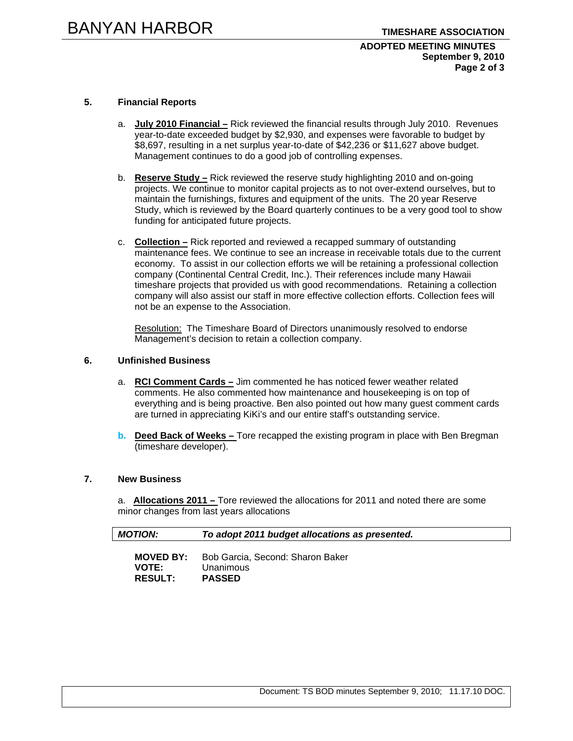### 5. Financial Reports

a. **July 2010 Financial –** Rick reviewed the financial results through July 2010. Revenues year-to-date exceeded budget by $2,930, and expenses were favorable to budget by $8,697, resulting in a net surplus year-to-date of $42,236 or $11,627 above budget. Management continues to do a good job of controlling expenses.

b. **Reserve Study –** Rick reviewed the reserve study highlighting 2010 and on-going projects. We continue to monitor capital projects as to not over-extend ourselves, but to maintain the furnishings, fixtures and equipment of the units. The 20 year Reserve Study, which is reviewed by the Board quarterly continues to be a very good tool to show funding for anticipated future projects.

c. **Collection –** Rick reported and reviewed a recapped summary of outstanding maintenance fees. We continue to see an increase in receivable totals due to the current economy. To assist in our collection efforts we will be retaining a professional collection company (Continental Central Credit, Inc.). Their references include many Hawaii timeshare projects that provided us with good recommendations. Retaining a collection company will also assist our staff in more effective collection efforts. Collection fees will not be an expense to the Association.

Resolution: The Timeshare Board of Directors unanimously resolved to endorse Management's decision to retain a collection company.

### 6. Unfinished Business

a. **RCI Comment Cards –** Jim commented he has noticed fewer weather related comments. He also commented how maintenance and housekeeping is on top of everything and is being proactive. Ben also pointed out how many guest comment cards are turned in appreciating KiKi's and our entire staff's outstanding service.

b. **Deed Back of Weeks –** Tore recapped the existing program in place with Ben Bregman (timeshare developer).

### 7. New Business

a. **Allocations 2011 –** Tore reviewed the allocations for 2011 and noted there are some minor changes from last years allocations

***MOTION:*** ***To adopt 2011 budget allocations as presented.***

**MOVED BY:** Bob Garcia, Second: Sharon Baker
**VOTE:** Unanimous
**RESULT:** **PASSED**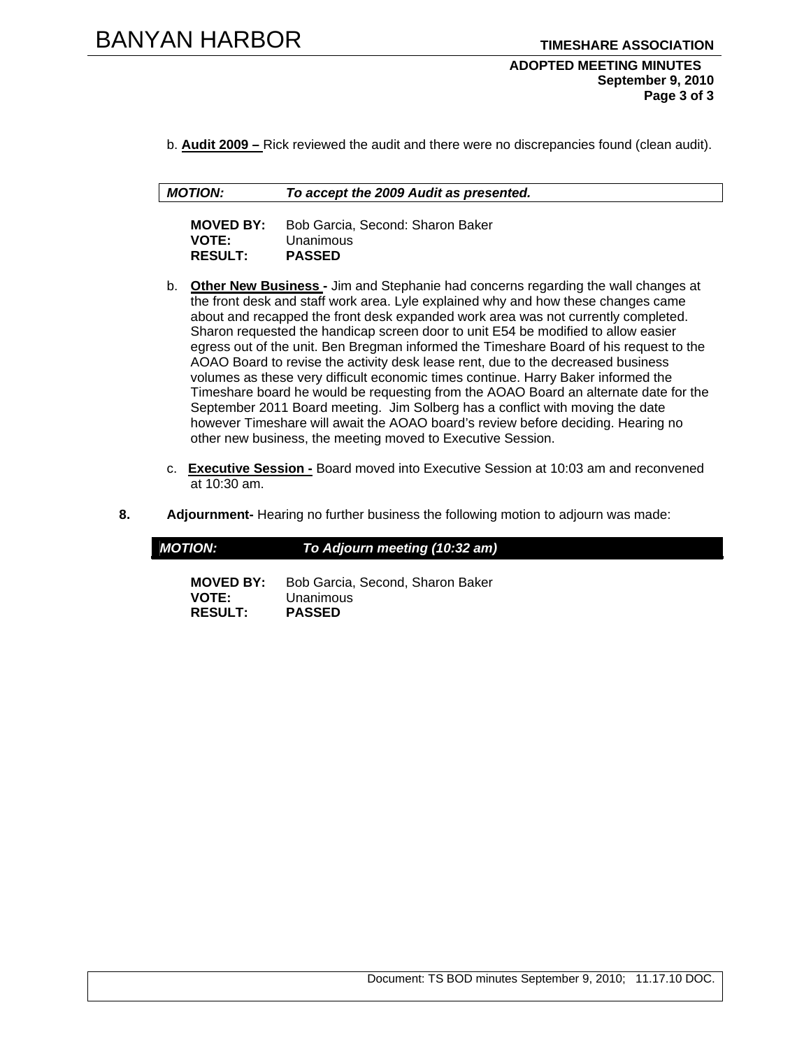b. **Audit 2009 –** Rick reviewed the audit and there were no discrepancies found (clean audit).

| ***MOTION:*** | ***To accept the 2009 Audit as presented.*** |
|---|---|

**MOVED BY:** Bob Garcia, Second: Sharon Baker
**VOTE:** Unanimous
**RESULT:** **PASSED**

b. **Other New Business -** Jim and Stephanie had concerns regarding the wall changes at the front desk and staff work area. Lyle explained why and how these changes came about and recapped the front desk expanded work area was not currently completed. Sharon requested the handicap screen door to unit E54 be modified to allow easier egress out of the unit. Ben Bregman informed the Timeshare Board of his request to the AOAO Board to revise the activity desk lease rent, due to the decreased business volumes as these very difficult economic times continue. Harry Baker informed the Timeshare board he would be requesting from the AOAO Board an alternate date for the September 2011 Board meeting. Jim Solberg has a conflict with moving the date however Timeshare will await the AOAO board's review before deciding. Hearing no other new business, the meeting moved to Executive Session.

c. **Executive Session -** Board moved into Executive Session at 10:03 am and reconvened at 10:30 am.

**8. Adjournment-** Hearing no further business the following motion to adjourn was made:

| ***MOTION:*** | ***To Adjourn meeting (10:32 am)*** |
|---|---|

**MOVED BY:** Bob Garcia, Second, Sharon Baker
**VOTE:** Unanimous
**RESULT:** **PASSED**

Document: TS BOD minutes September 9, 2010; 11.17.10 DOC.